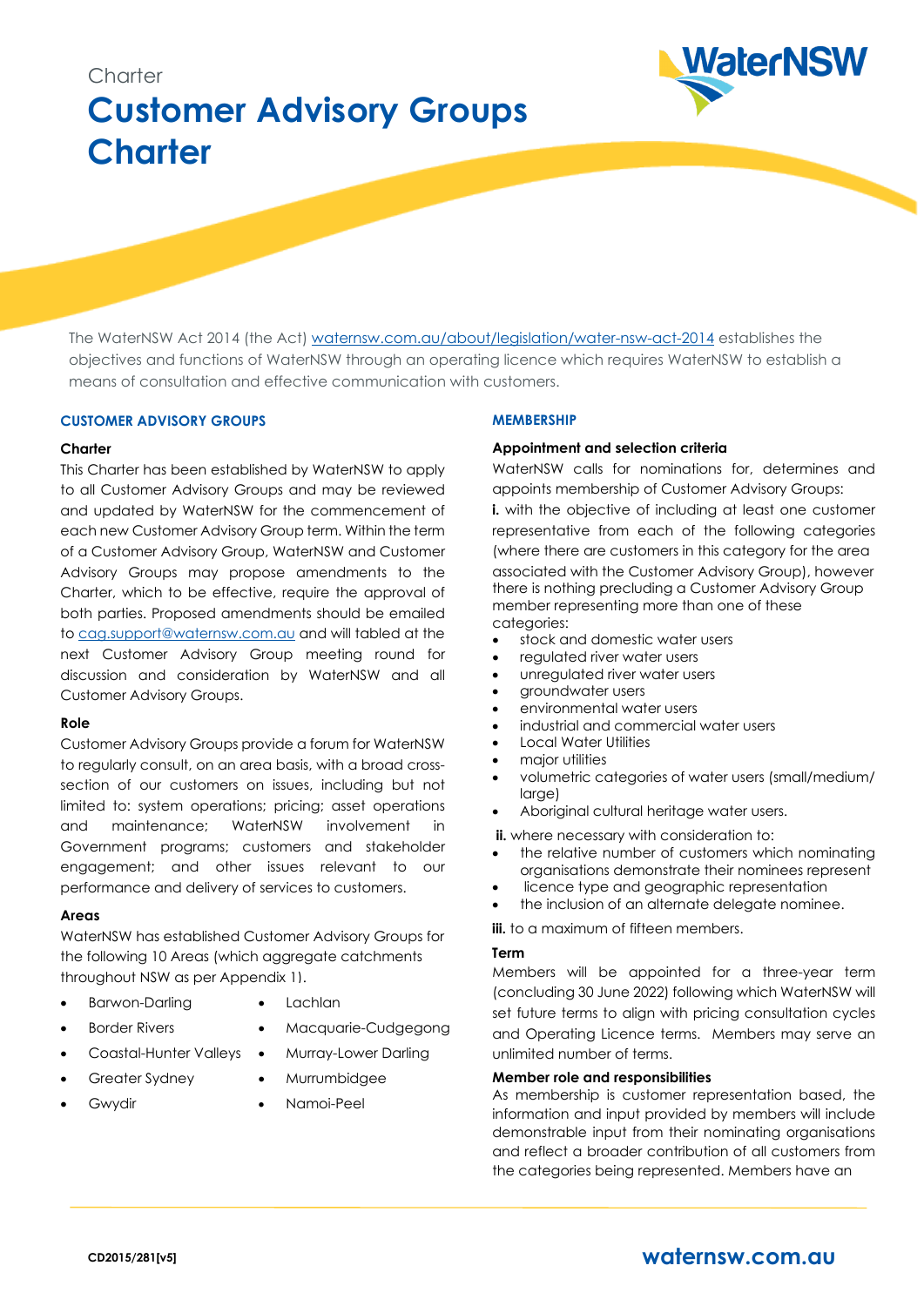Charter

# Customer Advisory Groups Charter

The WaterNSW Act 2014 (the Act) [waternsw.com.au/about/legislation/water-nsw-act-2014](waternsw.com.au/about/legislation/water-nsw-act-2014) establishes the objectives and functions of WaterNSW through an operating licence which requires WaterNSW to establish a means of consultation and effective communication with customers.

## CUSTOMER ADVISORY GROUPS

### Charter

This Charter has been established by WaterNSW to apply to all Customer Advisory Groups and may be reviewed and updated by WaterNSW for the commencement of each new Customer Advisory Group term. Within the term of a Customer Advisory Group, WaterNSW and Customer Advisory Groups may propose amendments to the Charter, which to be effective, require the approval of both parties. Proposed amendments should be emailed to [cag.support@waternsw.com.au](mailto:cag.support@waternsw.com.au) and will tabled at the next Customer Advisory Group meeting round for discussion and consideration by WaterNSW and all Customer Advisory Groups.

### Role

Customer Advisory Groups provide a forum for WaterNSW to regularly consult, on an area basis, with a broad cross-section of our customers on issues, including but not limited to: system operations; pricing; asset operations and maintenance; WaterNSW involvement in Government programs; customers and stakeholder engagement; and other issues relevant to our performance and delivery of services to customers.

### Areas

WaterNSW has established Customer Advisory Groups for the following 10 Areas (which aggregate catchments throughout NSW as per Appendix 1).

- Barwon-Darling
- Border Rivers
- Coastal-Hunter Valleys
- Greater Sydney
- Gwydir
- Lachlan
- Macquarie-Cudgegong
- Murray-Lower Darling
- Murrumbidgee
- Namoi-Peel

## MEMBERSHIP

### Appointment and selection criteria

WaterNSW calls for nominations for, determines and appoints membership of Customer Advisory Groups:

**i.** with the objective of including at least one customer representative from each of the following categories (where there are customers in this category for the area associated with the Customer Advisory Group), however there is nothing precluding a Customer Advisory Group member representing more than one of these categories:

- stock and domestic water users
- regulated river water users
- unregulated river water users
- groundwater users
- environmental water users
- industrial and commercial water users
- Local Water Utilities
- major utilities
- volumetric categories of water users (small/medium/ large)
- Aboriginal cultural heritage water users.

**ii.** where necessary with consideration to:

- the relative number of customers which nominating organisations demonstrate their nominees represent
- licence type and geographic representation
- the inclusion of an alternate delegate nominee.

**iii.** to a maximum of fifteen members.

### Term

Members will be appointed for a three-year term (concluding 30 June 2022) following which WaterNSW will set future terms to align with pricing consultation cycles and Operating Licence terms. Members may serve an unlimited number of terms.

### Member role and responsibilities

As membership is customer representation based, the information and input provided by members will include demonstrable input from their nominating organisations and reflect a broader contribution of all customers from the categories being represented. Members have an

CD2015/281[v5]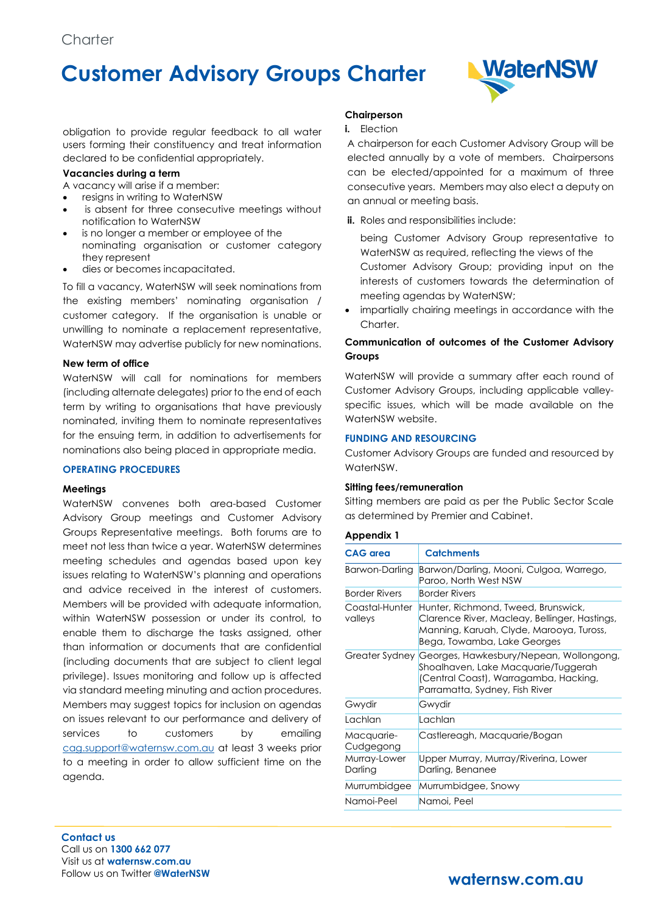obligation to provide regular feedback to all water users forming their constituency and treat information declared to be confidential appropriately.

**Vacancies during a term**

A vacancy will arise if a member:

- resigns in writing to WaterNSW
- is absent for three consecutive meetings without notification to WaterNSW
- is no longer a member or employee of the nominating organisation or customer category they represent
- dies or becomes incapacitated.

To fill a vacancy, WaterNSW will seek nominations from the existing members' nominating organisation / customer category. If the organisation is unable or unwilling to nominate a replacement representative, WaterNSW may advertise publicly for new nominations.

**New term of office**

WaterNSW will call for nominations for members (including alternate delegates) prior to the end of each term by writing to organisations that have previously nominated, inviting them to nominate representatives for the ensuing term, in addition to advertisements for nominations also being placed in appropriate media.

## OPERATING PROCEDURES

**Meetings**

WaterNSW convenes both area-based Customer Advisory Group meetings and Customer Advisory Groups Representative meetings. Both forums are to meet not less than twice a year. WaterNSW determines meeting schedules and agendas based upon key issues relating to WaterNSW's planning and operations and advice received in the interest of customers. Members will be provided with adequate information, within WaterNSW possession or under its control, to enable them to discharge the tasks assigned, other than information or documents that are confidential (including documents that are subject to client legal privilege). Issues monitoring and follow up is affected via standard meeting minuting and action procedures. Members may suggest topics for inclusion on agendas on issues relevant to our performance and delivery of services to customers by emailing cag.support@waternsw.com.au at least 3 weeks prior to a meeting in order to allow sufficient time on the agenda.

**Chairperson**

**i.** Election

A chairperson for each Customer Advisory Group will be elected annually by a vote of members. Chairpersons can be elected/appointed for a maximum of three consecutive years. Members may also elect a deputy on an annual or meeting basis.

**ii.** Roles and responsibilities include:

being Customer Advisory Group representative to WaterNSW as required, reflecting the views of the Customer Advisory Group; providing input on the interests of customers towards the determination of meeting agendas by WaterNSW;

- impartially chairing meetings in accordance with the Charter.

**Communication of outcomes of the Customer Advisory Groups**

WaterNSW will provide a summary after each round of Customer Advisory Groups, including applicable valley-specific issues, which will be made available on the WaterNSW website.

## FUNDING AND RESOURCING

Customer Advisory Groups are funded and resourced by WaterNSW.

**Sitting fees/remuneration**

Sitting members are paid as per the Public Sector Scale as determined by Premier and Cabinet.

**Appendix 1**

| CAG area | Catchments |
|---|---|
| Barwon-Darling | Barwon/Darling, Mooni, Culgoa, Warrego, Paroo, North West NSW |
| Border Rivers | Border Rivers |
| Coastal-Hunter valleys | Hunter, Richmond, Tweed, Brunswick, Clarence River, Macleay, Bellinger, Hastings, Manning, Karuah, Clyde, Marooya, Tuross, Bega, Towamba, Lake Georges |
| Greater Sydney | Georges, Hawkesbury/Nepean, Wollongong, Shoalhaven, Lake Macquarie/Tuggerah (Central Coast), Warragamba, Hacking, Parramatta, Sydney, Fish River |
| Gwydir | Gwydir |
| Lachlan | Lachlan |
| Macquarie-Cudgegong | Castlereagh, Macquarie/Bogan |
| Murray-Lower Darling | Upper Murray, Murray/Riverina, Lower Darling, Benanee |
| Murrumbidgee | Murrumbidgee, Snowy |
| Namoi-Peel | Namoi, Peel |

**Contact us**

Call us on **1300 662 077**

Visit us at **waternsw.com.au**

Follow us on Twitter **@WaterNSW**